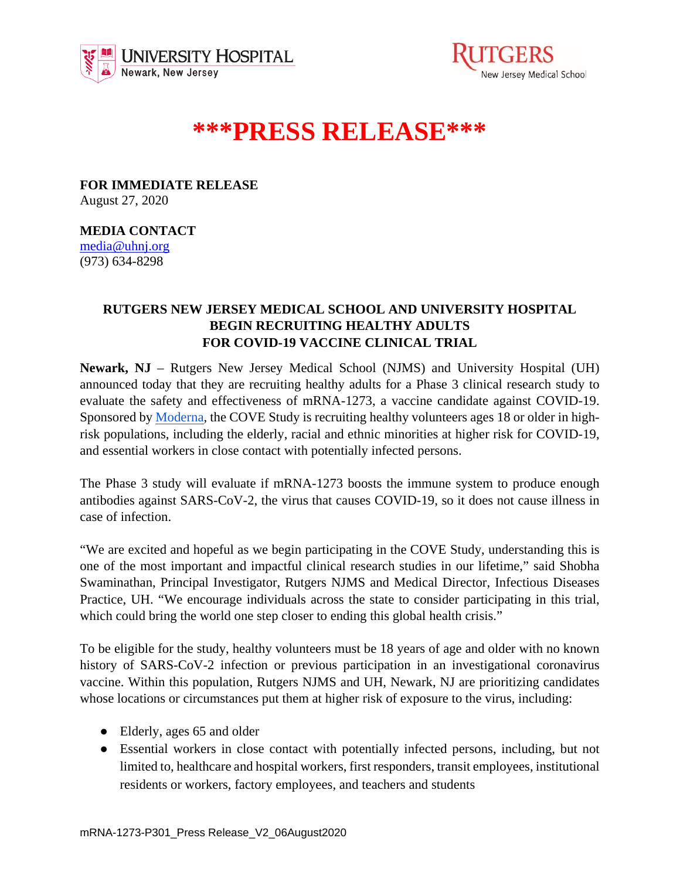UNIVERSITY HOSPITAL
Newark, New Jersey

RUTGERS
New Jersey Medical School

# ***PRESS RELEASE***

**FOR IMMEDIATE RELEASE**
August 27, 2020

**MEDIA CONTACT**
media@uhnj.org
(973) 634-8298

## RUTGERS NEW JERSEY MEDICAL SCHOOL AND UNIVERSITY HOSPITAL BEGIN RECRUITING HEALTHY ADULTS FOR COVID-19 VACCINE CLINICAL TRIAL

**Newark, NJ** – Rutgers New Jersey Medical School (NJMS) and University Hospital (UH) announced today that they are recruiting healthy adults for a Phase 3 clinical research study to evaluate the safety and effectiveness of mRNA-1273, a vaccine candidate against COVID-19. Sponsored by Moderna, the COVE Study is recruiting healthy volunteers ages 18 or older in high-risk populations, including the elderly, racial and ethnic minorities at higher risk for COVID-19, and essential workers in close contact with potentially infected persons.

The Phase 3 study will evaluate if mRNA-1273 boosts the immune system to produce enough antibodies against SARS-CoV-2, the virus that causes COVID-19, so it does not cause illness in case of infection.

"We are excited and hopeful as we begin participating in the COVE Study, understanding this is one of the most important and impactful clinical research studies in our lifetime," said Shobha Swaminathan, Principal Investigator, Rutgers NJMS and Medical Director, Infectious Diseases Practice, UH. "We encourage individuals across the state to consider participating in this trial, which could bring the world one step closer to ending this global health crisis."

To be eligible for the study, healthy volunteers must be 18 years of age and older with no known history of SARS-CoV-2 infection or previous participation in an investigational coronavirus vaccine. Within this population, Rutgers NJMS and UH, Newark, NJ are prioritizing candidates whose locations or circumstances put them at higher risk of exposure to the virus, including:

- Elderly, ages 65 and older
- Essential workers in close contact with potentially infected persons, including, but not limited to, healthcare and hospital workers, first responders, transit employees, institutional residents or workers, factory employees, and teachers and students

mRNA-1273-P301_Press Release_V2_06August2020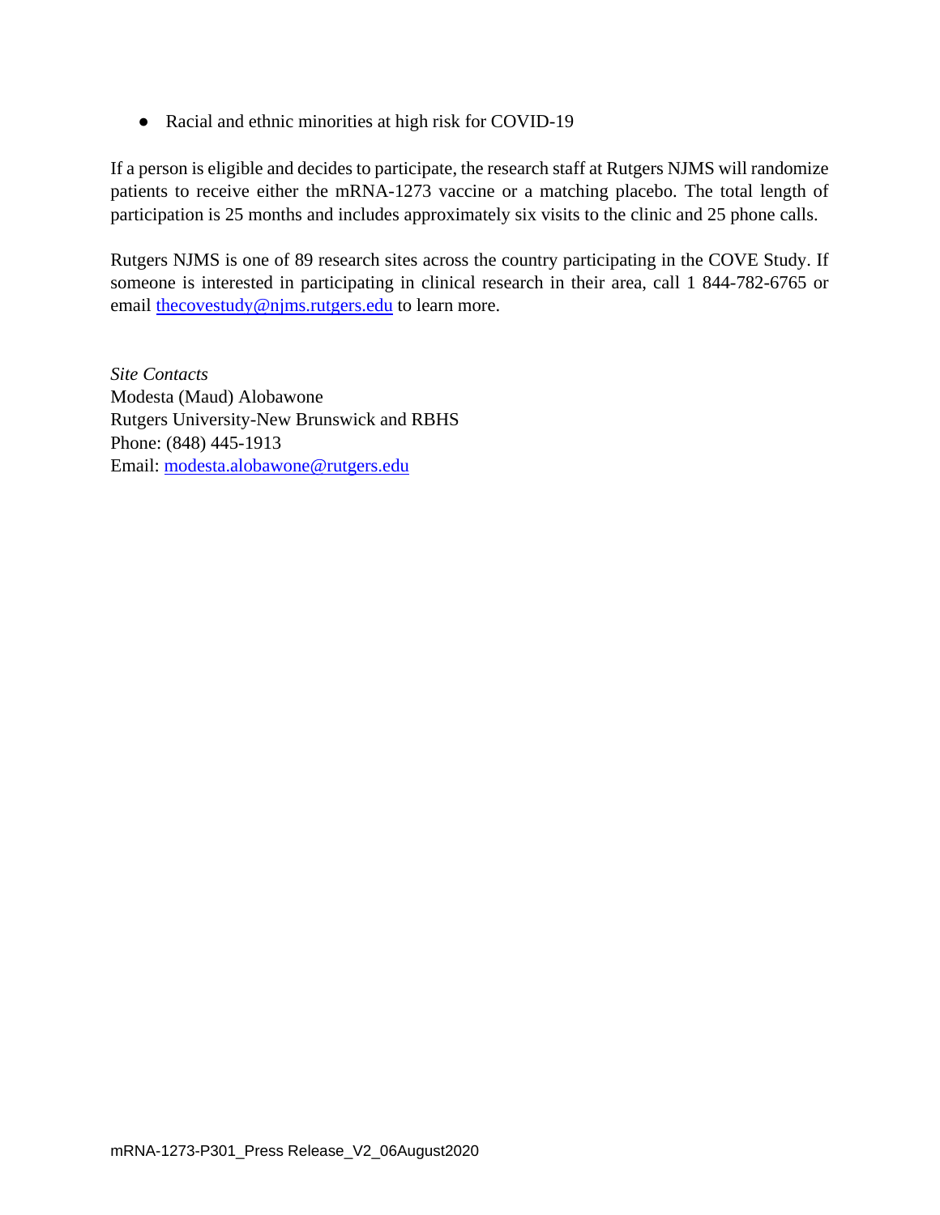- Racial and ethnic minorities at high risk for COVID-19

If a person is eligible and decides to participate, the research staff at Rutgers NJMS will randomize patients to receive either the mRNA-1273 vaccine or a matching placebo. The total length of participation is 25 months and includes approximately six visits to the clinic and 25 phone calls.

Rutgers NJMS is one of 89 research sites across the country participating in the COVE Study. If someone is interested in participating in clinical research in their area, call 1 844-782-6765 or email thecovestudy@njms.rutgers.edu to learn more.

*Site Contacts*
Modesta (Maud) Alobawone
Rutgers University-New Brunswick and RBHS
Phone: (848) 445-1913
Email: modesta.alobawone@rutgers.edu